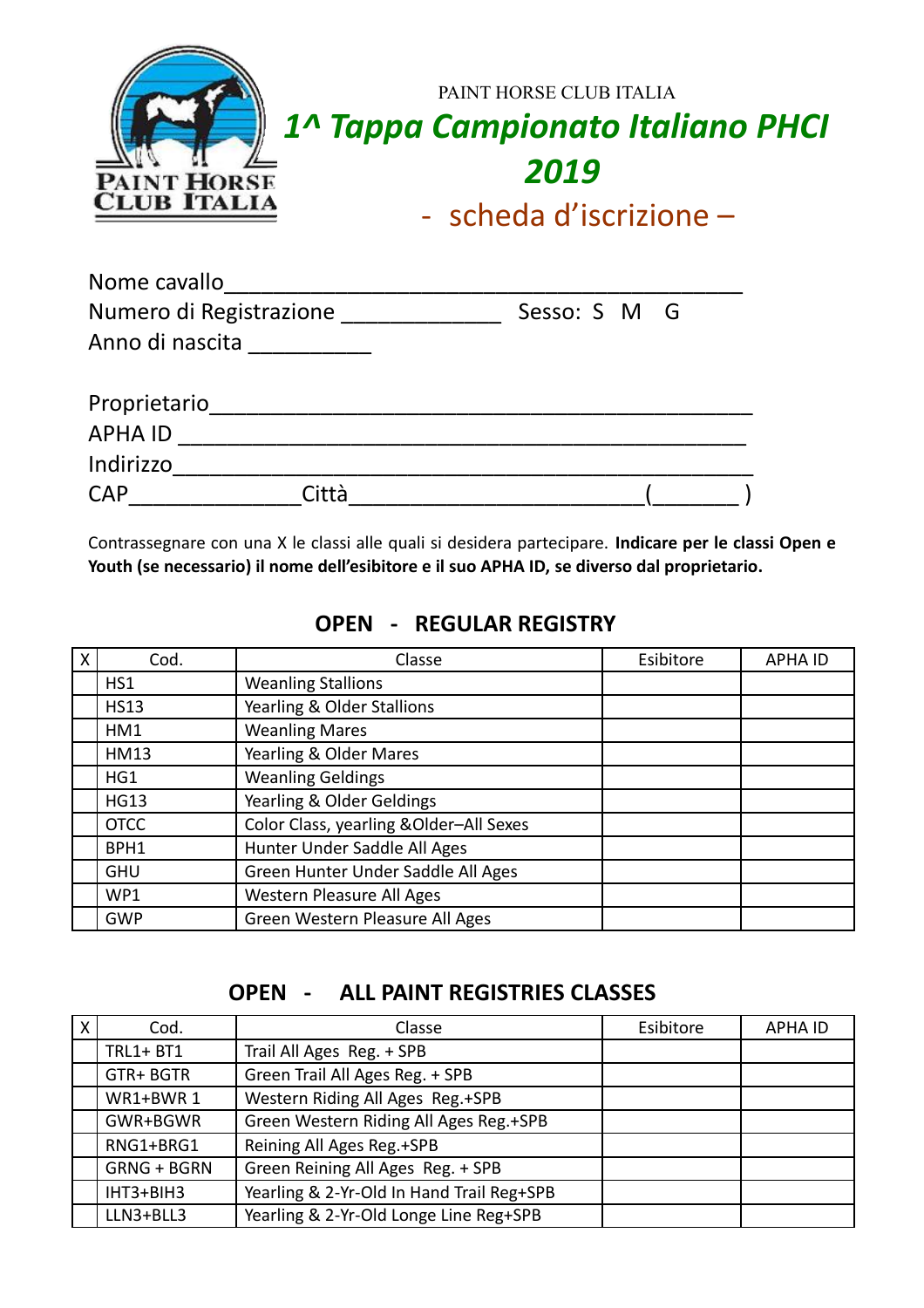PAINT HORSE CLUB ITALIA

# *1^ Tappa Campionato Italiano PHCI 2019*

## - scheda d'iscrizione –

Nome cavallo____________________________________________

Numero di Registrazione _____________ Sesso: S M G

Anno di nascita __________

Proprietario_____________________________________________

APHA ID ________________________________________________

Indirizzo_________________________________________________

CAP_____________Città________________________(_______ )

Contrassegnare con una X le classi alle quali si desidera partecipare. **Indicare per le classi Open e Youth (se necessario) il nome dell'esibitore e il suo APHA ID, se diverso dal proprietario.**

### OPEN - REGULAR REGISTRY

| X | Cod. | Classe | Esibitore | APHA ID |
|---|---|---|---|---|
| | HS1 | Weanling Stallions | | |
| | HS13 | Yearling & Older Stallions | | |
| | HM1 | Weanling Mares | | |
| | HM13 | Yearling & Older Mares | | |
| | HG1 | Weanling Geldings | | |
| | HG13 | Yearling & Older Geldings | | |
| | OTCC | Color Class, yearling &Older–All Sexes | | |
| | BPH1 | Hunter Under Saddle All Ages | | |
| | GHU | Green Hunter Under Saddle All Ages | | |
| | WP1 | Western Pleasure All Ages | | |
| | GWP | Green Western Pleasure All Ages | | |

### OPEN - ALL PAINT REGISTRIES CLASSES

| X | Cod. | Classe | Esibitore | APHA ID |
|---|---|---|---|---|
| | TRL1+ BT1 | Trail All Ages Reg. + SPB | | |
| | GTR+ BGTR | Green Trail All Ages Reg. + SPB | | |
| | WR1+BWR 1 | Western Riding All Ages Reg.+SPB | | |
| | GWR+BGWR | Green Western Riding All Ages Reg.+SPB | | |
| | RNG1+BRG1 | Reining All Ages Reg.+SPB | | |
| | GRNG + BGRN | Green Reining All Ages Reg. + SPB | | |
| | IHT3+BIH3 | Yearling & 2-Yr-Old In Hand Trail Reg+SPB | | |
| | LLN3+BLL3 | Yearling & 2-Yr-Old Longe Line Reg+SPB | | |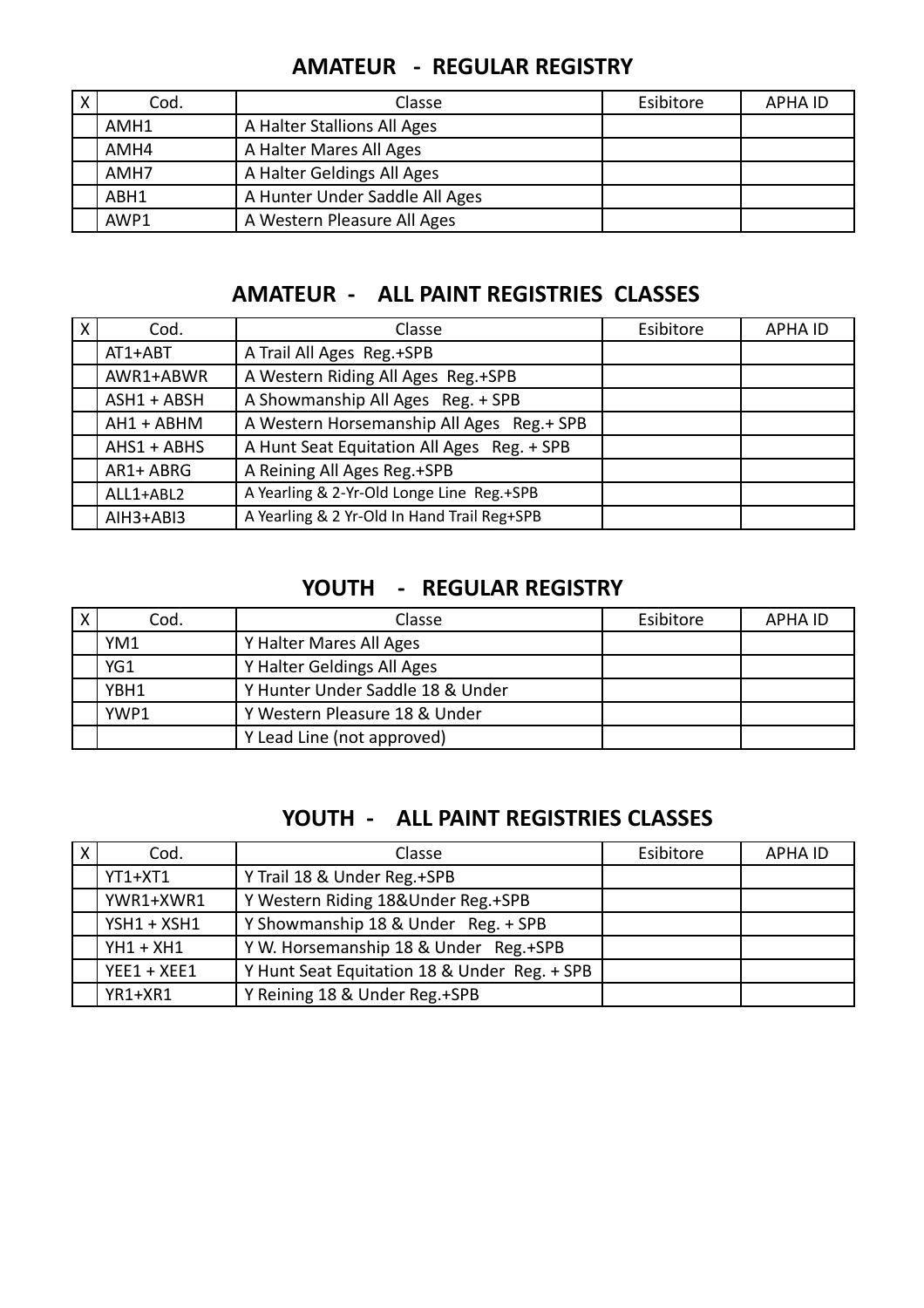## AMATEUR - REGULAR REGISTRY

| X | Cod. | Classe | Esibitore | APHA ID |
|---|---|---|---|---|
| | AMH1 | A Halter Stallions All Ages | | |
| | AMH4 | A Halter Mares All Ages | | |
| | AMH7 | A Halter Geldings All Ages | | |
| | ABH1 | A Hunter Under Saddle All Ages | | |
| | AWP1 | A Western Pleasure All Ages | | |

## AMATEUR - ALL PAINT REGISTRIES CLASSES

| X | Cod. | Classe | Esibitore | APHA ID |
|---|---|---|---|---|
| | AT1+ABT | A Trail All Ages Reg.+SPB | | |
| | AWR1+ABWR | A Western Riding All Ages Reg.+SPB | | |
| | ASH1 + ABSH | A Showmanship All Ages Reg. + SPB | | |
| | AH1 + ABHM | A Western Horsemanship All Ages Reg.+ SPB | | |
| | AHS1 + ABHS | A Hunt Seat Equitation All Ages Reg. + SPB | | |
| | AR1+ ABRG | A Reining All Ages Reg.+SPB | | |
| | ALL1+ABL2 | A Yearling & 2-Yr-Old Longe Line Reg.+SPB | | |
| | AIH3+ABI3 | A Yearling & 2 Yr-Old In Hand Trail Reg+SPB | | |

## YOUTH - REGULAR REGISTRY

| X | Cod. | Classe | Esibitore | APHA ID |
|---|---|---|---|---|
| | YM1 | Y Halter Mares All Ages | | |
| | YG1 | Y Halter Geldings All Ages | | |
| | YBH1 | Y Hunter Under Saddle 18 & Under | | |
| | YWP1 | Y Western Pleasure 18 & Under | | |
| | | Y Lead Line (not approved) | | |

## YOUTH - ALL PAINT REGISTRIES CLASSES

| X | Cod. | Classe | Esibitore | APHA ID |
|---|---|---|---|---|
| | YT1+XT1 | Y Trail 18 & Under Reg.+SPB | | |
| | YWR1+XWR1 | Y Western Riding 18&Under Reg.+SPB | | |
| | YSH1 + XSH1 | Y Showmanship 18 & Under Reg. + SPB | | |
| | YH1 + XH1 | Y W. Horsemanship 18 & Under Reg.+SPB | | |
| | YEE1 + XEE1 | Y Hunt Seat Equitation 18 & Under Reg. + SPB | | |
| | YR1+XR1 | Y Reining 18 & Under Reg.+SPB | | |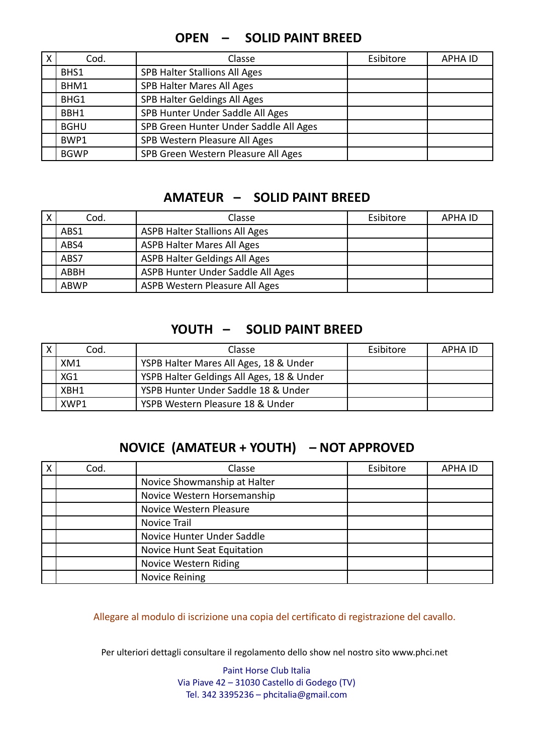## OPEN – SOLID PAINT BREED

| X | Cod. | Classe | Esibitore | APHA ID |
|---|---|---|---|---|
| | BHS1 | SPB Halter Stallions All Ages | | |
| | BHM1 | SPB Halter Mares All Ages | | |
| | BHG1 | SPB Halter Geldings All Ages | | |
| | BBH1 | SPB Hunter Under Saddle All Ages | | |
| | BGHU | SPB Green Hunter Under Saddle All Ages | | |
| | BWP1 | SPB Western Pleasure All Ages | | |
| | BGWP | SPB Green Western Pleasure All Ages | | |

## AMATEUR – SOLID PAINT BREED

| X | Cod. | Classe | Esibitore | APHA ID |
|---|---|---|---|---|
| | ABS1 | ASPB Halter Stallions All Ages | | |
| | ABS4 | ASPB Halter Mares All Ages | | |
| | ABS7 | ASPB Halter Geldings All Ages | | |
| | ABBH | ASPB Hunter Under Saddle All Ages | | |
| | ABWP | ASPB Western Pleasure All Ages | | |

## YOUTH – SOLID PAINT BREED

| X | Cod. | Classe | Esibitore | APHA ID |
|---|---|---|---|---|
| | XM1 | YSPB Halter Mares All Ages, 18 & Under | | |
| | XG1 | YSPB Halter Geldings All Ages, 18 & Under | | |
| | XBH1 | YSPB Hunter Under Saddle 18 & Under | | |
| | XWP1 | YSPB Western Pleasure 18 & Under | | |

## NOVICE (AMATEUR + YOUTH) – NOT APPROVED

| X | Cod. | Classe | Esibitore | APHA ID |
|---|---|---|---|---|
| | | Novice Showmanship at Halter | | |
| | | Novice Western Horsemanship | | |
| | | Novice Western Pleasure | | |
| | | Novice Trail | | |
| | | Novice Hunter Under Saddle | | |
| | | Novice Hunt Seat Equitation | | |
| | | Novice Western Riding | | |
| | | Novice Reining | | |

Allegare al modulo di iscrizione una copia del certificato di registrazione del cavallo.

Per ulteriori dettagli consultare il regolamento dello show nel nostro sito www.phci.net

Paint Horse Club Italia
Via Piave 42 – 31030 Castello di Godego (TV)
Tel. 342 3395236 – phcitalia@gmail.com